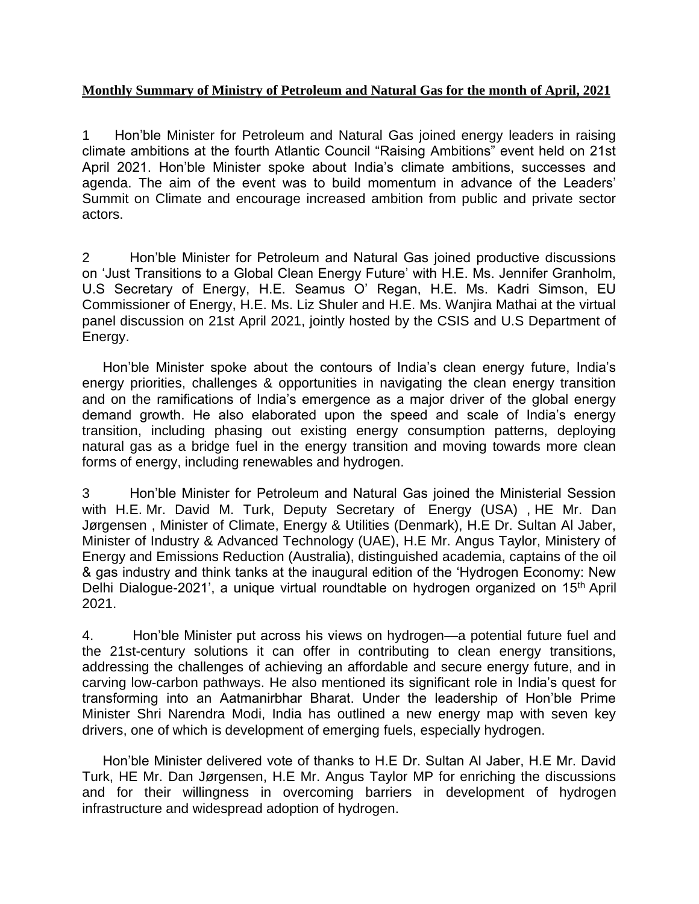**Monthly Summary of Ministry of Petroleum and Natural Gas for the month of April, 2021**

1 Hon'ble Minister for Petroleum and Natural Gas joined energy leaders in raising climate ambitions at the fourth Atlantic Council "Raising Ambitions" event held on 21st April 2021. Hon'ble Minister spoke about India's climate ambitions, successes and agenda. The aim of the event was to build momentum in advance of the Leaders' Summit on Climate and encourage increased ambition from public and private sector actors.

2 Hon'ble Minister for Petroleum and Natural Gas joined productive discussions on 'Just Transitions to a Global Clean Energy Future' with H.E. Ms. Jennifer Granholm, U.S Secretary of Energy, H.E. Seamus O' Regan, H.E. Ms. Kadri Simson, EU Commissioner of Energy, H.E. Ms. Liz Shuler and H.E. Ms. Wanjira Mathai at the virtual panel discussion on 21st April 2021, jointly hosted by the CSIS and U.S Department of Energy.

Hon'ble Minister spoke about the contours of India's clean energy future, India's energy priorities, challenges & opportunities in navigating the clean energy transition and on the ramifications of India's emergence as a major driver of the global energy demand growth. He also elaborated upon the speed and scale of India's energy transition, including phasing out existing energy consumption patterns, deploying natural gas as a bridge fuel in the energy transition and moving towards more clean forms of energy, including renewables and hydrogen.

3 Hon'ble Minister for Petroleum and Natural Gas joined the Ministerial Session with H.E. Mr. David M. Turk, Deputy Secretary of Energy (USA) , HE Mr. Dan Jørgensen , Minister of Climate, Energy & Utilities (Denmark), H.E Dr. Sultan Al Jaber, Minister of Industry & Advanced Technology (UAE), H.E Mr. Angus Taylor, Ministery of Energy and Emissions Reduction (Australia), distinguished academia, captains of the oil & gas industry and think tanks at the inaugural edition of the 'Hydrogen Economy: New Delhi Dialogue-2021', a unique virtual roundtable on hydrogen organized on 15th April 2021.

4. Hon'ble Minister put across his views on hydrogen—a potential future fuel and the 21st-century solutions it can offer in contributing to clean energy transitions, addressing the challenges of achieving an affordable and secure energy future, and in carving low-carbon pathways. He also mentioned its significant role in India's quest for transforming into an Aatmanirbhar Bharat. Under the leadership of Hon'ble Prime Minister Shri Narendra Modi, India has outlined a new energy map with seven key drivers, one of which is development of emerging fuels, especially hydrogen.

Hon'ble Minister delivered vote of thanks to H.E Dr. Sultan Al Jaber, H.E Mr. David Turk, HE Mr. Dan Jørgensen, H.E Mr. Angus Taylor MP for enriching the discussions and for their willingness in overcoming barriers in development of hydrogen infrastructure and widespread adoption of hydrogen.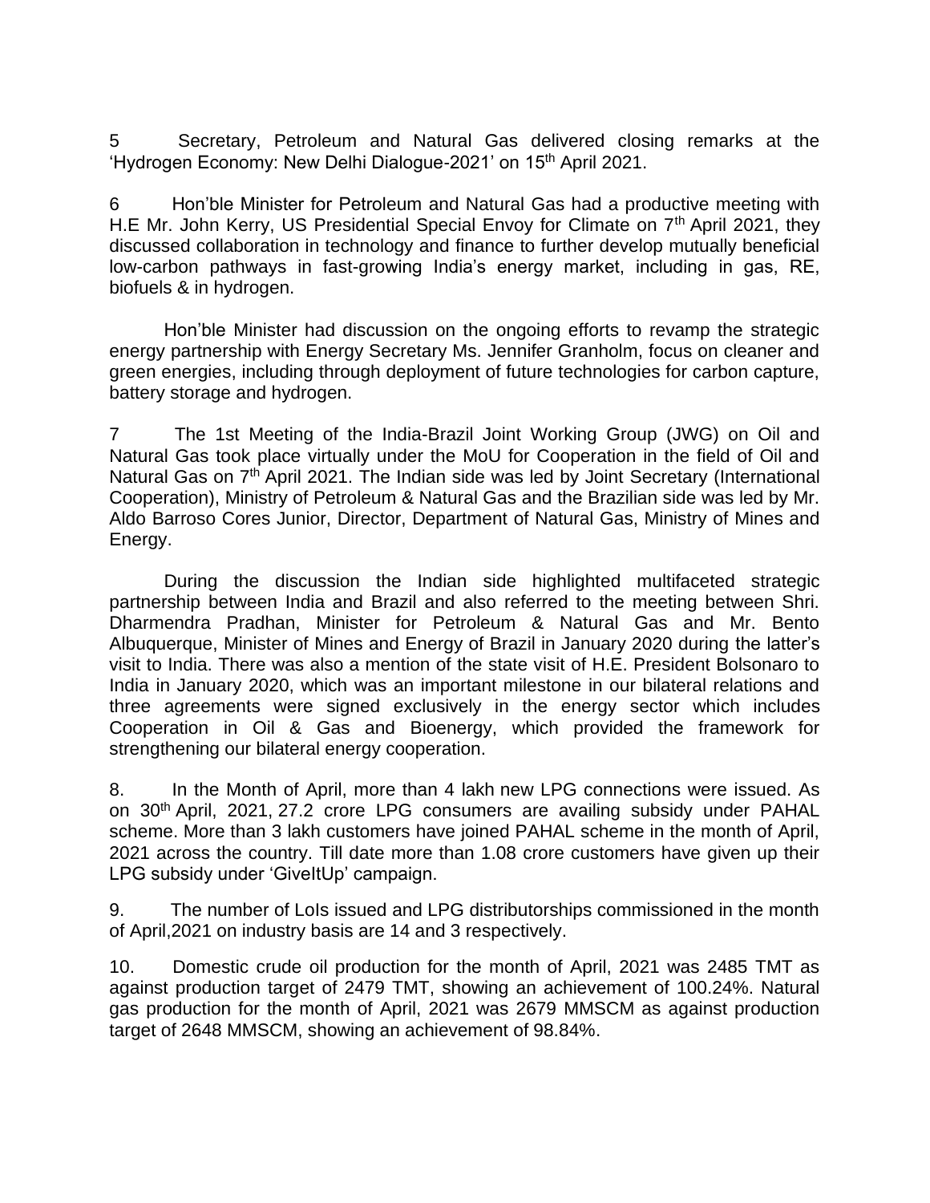5 Secretary, Petroleum and Natural Gas delivered closing remarks at the 'Hydrogen Economy: New Delhi Dialogue-2021' on 15th April 2021.

6 Hon'ble Minister for Petroleum and Natural Gas had a productive meeting with H.E Mr. John Kerry, US Presidential Special Envoy for Climate on 7th April 2021, they discussed collaboration in technology and finance to further develop mutually beneficial low-carbon pathways in fast-growing India's energy market, including in gas, RE, biofuels & in hydrogen.

Hon'ble Minister had discussion on the ongoing efforts to revamp the strategic energy partnership with Energy Secretary Ms. Jennifer Granholm, focus on cleaner and green energies, including through deployment of future technologies for carbon capture, battery storage and hydrogen.

7 The 1st Meeting of the India-Brazil Joint Working Group (JWG) on Oil and Natural Gas took place virtually under the MoU for Cooperation in the field of Oil and Natural Gas on 7th April 2021. The Indian side was led by Joint Secretary (International Cooperation), Ministry of Petroleum & Natural Gas and the Brazilian side was led by Mr. Aldo Barroso Cores Junior, Director, Department of Natural Gas, Ministry of Mines and Energy.

During the discussion the Indian side highlighted multifaceted strategic partnership between India and Brazil and also referred to the meeting between Shri. Dharmendra Pradhan, Minister for Petroleum & Natural Gas and Mr. Bento Albuquerque, Minister of Mines and Energy of Brazil in January 2020 during the latter's visit to India. There was also a mention of the state visit of H.E. President Bolsonaro to India in January 2020, which was an important milestone in our bilateral relations and three agreements were signed exclusively in the energy sector which includes Cooperation in Oil & Gas and Bioenergy, which provided the framework for strengthening our bilateral energy cooperation.

8. In the Month of April, more than 4 lakh new LPG connections were issued. As on 30th April, 2021, 27.2 crore LPG consumers are availing subsidy under PAHAL scheme. More than 3 lakh customers have joined PAHAL scheme in the month of April, 2021 across the country. Till date more than 1.08 crore customers have given up their LPG subsidy under 'GiveItUp' campaign.

9. The number of LoIs issued and LPG distributorships commissioned in the month of April,2021 on industry basis are 14 and 3 respectively.

10. Domestic crude oil production for the month of April, 2021 was 2485 TMT as against production target of 2479 TMT, showing an achievement of 100.24%. Natural gas production for the month of April, 2021 was 2679 MMSCM as against production target of 2648 MMSCM, showing an achievement of 98.84%.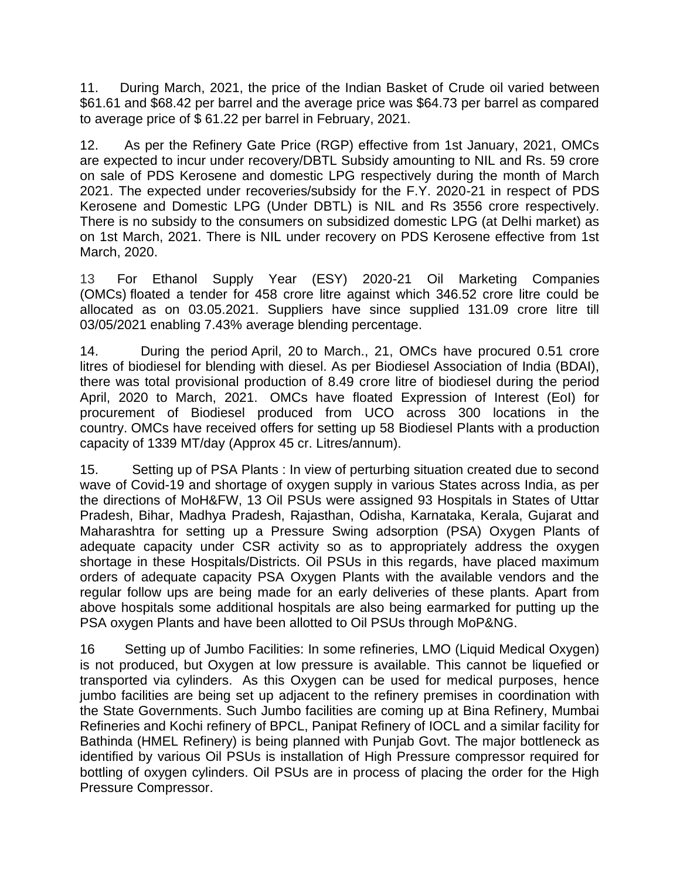11. During March, 2021, the price of the Indian Basket of Crude oil varied between $61.61 and $68.42 per barrel and the average price was $64.73 per barrel as compared to average price of $ 61.22 per barrel in February, 2021.

12. As per the Refinery Gate Price (RGP) effective from 1st January, 2021, OMCs are expected to incur under recovery/DBTL Subsidy amounting to NIL and Rs. 59 crore on sale of PDS Kerosene and domestic LPG respectively during the month of March 2021. The expected under recoveries/subsidy for the F.Y. 2020-21 in respect of PDS Kerosene and Domestic LPG (Under DBTL) is NIL and Rs 3556 crore respectively. There is no subsidy to the consumers on subsidized domestic LPG (at Delhi market) as on 1st March, 2021. There is NIL under recovery on PDS Kerosene effective from 1st March, 2020.

13 For Ethanol Supply Year (ESY) 2020-21 Oil Marketing Companies (OMCs) floated a tender for 458 crore litre against which 346.52 crore litre could be allocated as on 03.05.2021. Suppliers have since supplied 131.09 crore litre till 03/05/2021 enabling 7.43% average blending percentage.

14. During the period April, 20 to March., 21, OMCs have procured 0.51 crore litres of biodiesel for blending with diesel. As per Biodiesel Association of India (BDAI), there was total provisional production of 8.49 crore litre of biodiesel during the period April, 2020 to March, 2021. OMCs have floated Expression of Interest (EoI) for procurement of Biodiesel produced from UCO across 300 locations in the country. OMCs have received offers for setting up 58 Biodiesel Plants with a production capacity of 1339 MT/day (Approx 45 cr. Litres/annum).

15. Setting up of PSA Plants : In view of perturbing situation created due to second wave of Covid-19 and shortage of oxygen supply in various States across India, as per the directions of MoH&FW, 13 Oil PSUs were assigned 93 Hospitals in States of Uttar Pradesh, Bihar, Madhya Pradesh, Rajasthan, Odisha, Karnataka, Kerala, Gujarat and Maharashtra for setting up a Pressure Swing adsorption (PSA) Oxygen Plants of adequate capacity under CSR activity so as to appropriately address the oxygen shortage in these Hospitals/Districts. Oil PSUs in this regards, have placed maximum orders of adequate capacity PSA Oxygen Plants with the available vendors and the regular follow ups are being made for an early deliveries of these plants. Apart from above hospitals some additional hospitals are also being earmarked for putting up the PSA oxygen Plants and have been allotted to Oil PSUs through MoP&NG.

16 Setting up of Jumbo Facilities: In some refineries, LMO (Liquid Medical Oxygen) is not produced, but Oxygen at low pressure is available. This cannot be liquefied or transported via cylinders. As this Oxygen can be used for medical purposes, hence jumbo facilities are being set up adjacent to the refinery premises in coordination with the State Governments. Such Jumbo facilities are coming up at Bina Refinery, Mumbai Refineries and Kochi refinery of BPCL, Panipat Refinery of IOCL and a similar facility for Bathinda (HMEL Refinery) is being planned with Punjab Govt. The major bottleneck as identified by various Oil PSUs is installation of High Pressure compressor required for bottling of oxygen cylinders. Oil PSUs are in process of placing the order for the High Pressure Compressor.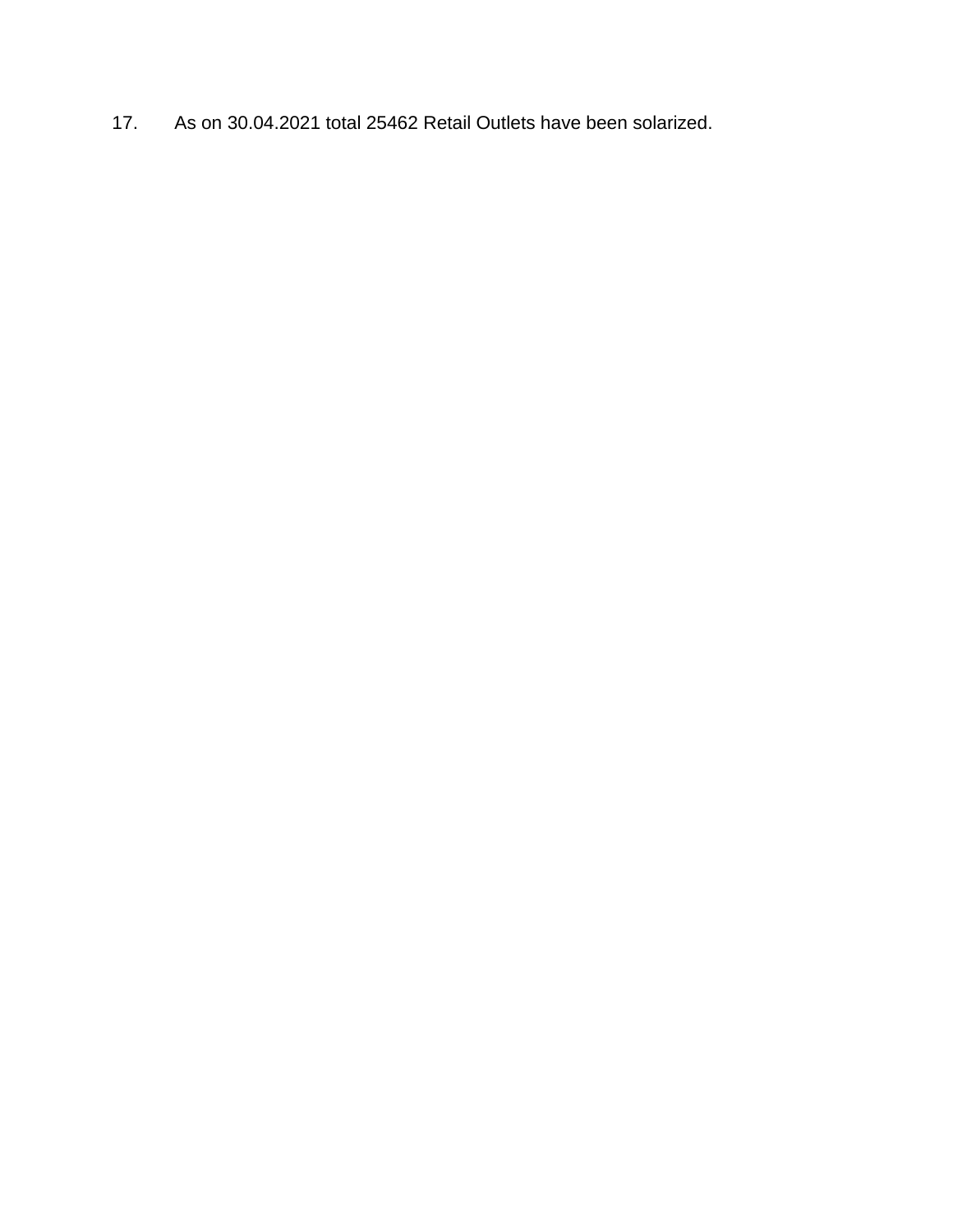17. As on 30.04.2021 total 25462 Retail Outlets have been solarized.